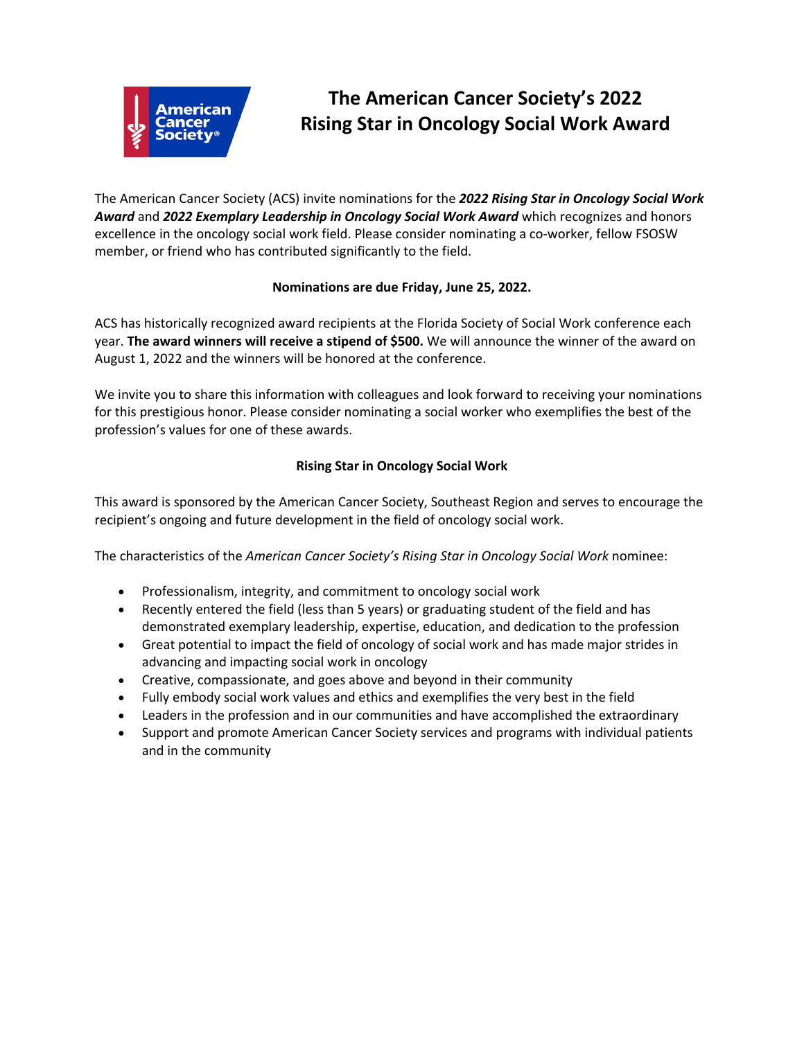# The American Cancer Society's 2022 Rising Star in Oncology Social Work Award

The American Cancer Society (ACS) invite nominations for the ***2022 Rising Star in Oncology Social Work Award*** and ***2022 Exemplary Leadership in Oncology Social Work Award*** which recognizes and honors excellence in the oncology social work field. Please consider nominating a co-worker, fellow FSOSW member, or friend who has contributed significantly to the field.

**Nominations are due Friday, June 25, 2022.**

ACS has historically recognized award recipients at the Florida Society of Social Work conference each year. **The award winners will receive a stipend of $500.** We will announce the winner of the award on August 1, 2022 and the winners will be honored at the conference.

We invite you to share this information with colleagues and look forward to receiving your nominations for this prestigious honor. Please consider nominating a social worker who exemplifies the best of the profession's values for one of these awards.

## Rising Star in Oncology Social Work

This award is sponsored by the American Cancer Society, Southeast Region and serves to encourage the recipient's ongoing and future development in the field of oncology social work.

The characteristics of the *American Cancer Society's Rising Star in Oncology Social Work* nominee:

- Professionalism, integrity, and commitment to oncology social work
- Recently entered the field (less than 5 years) or graduating student of the field and has demonstrated exemplary leadership, expertise, education, and dedication to the profession
- Great potential to impact the field of oncology of social work and has made major strides in advancing and impacting social work in oncology
- Creative, compassionate, and goes above and beyond in their community
- Fully embody social work values and ethics and exemplifies the very best in the field
- Leaders in the profession and in our communities and have accomplished the extraordinary
- Support and promote American Cancer Society services and programs with individual patients and in the community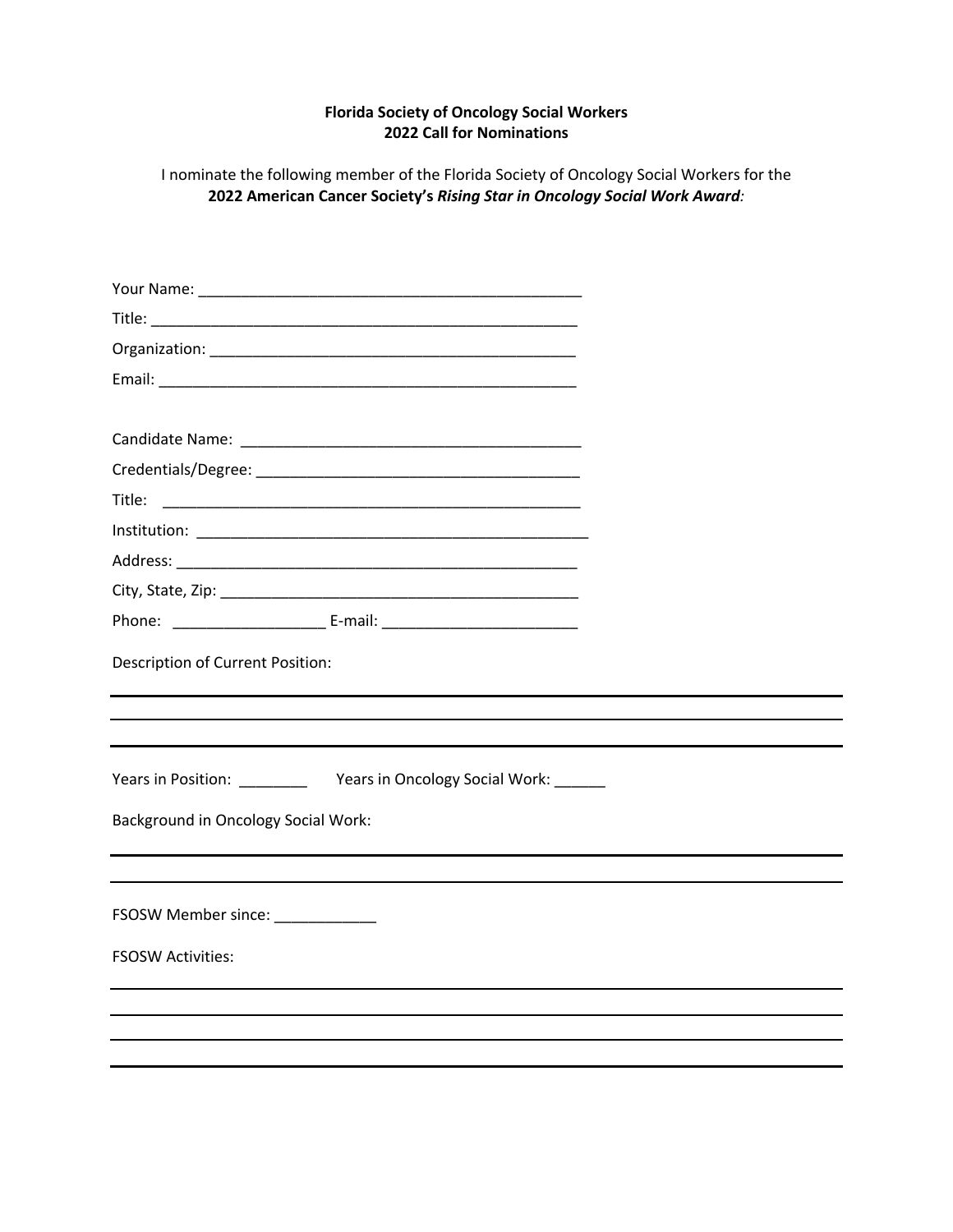**Florida Society of Oncology Social Workers**
**2022 Call for Nominations**

I nominate the following member of the Florida Society of Oncology Social Workers for the **2022 American Cancer Society's *Rising Star in Oncology Social Work Award*:**

Your Name: ______________________________________________

Title: ____________________________________________________

Organization: ____________________________________________

Email: ___________________________________________________

Candidate Name: ________________________________________

Credentials/Degree: ______________________________________

Title: ___________________________________________________

Institution: ______________________________________________

Address: ________________________________________________

City, State, Zip: __________________________________________

Phone: __________________ E-mail: ______________________

Description of Current Position:

______________________________________________________________________________

______________________________________________________________________________

______________________________________________________________________________

Years in Position: ________ Years in Oncology Social Work: ______

Background in Oncology Social Work:

______________________________________________________________________________

______________________________________________________________________________

FSOSW Member since: ____________

FSOSW Activities:

______________________________________________________________________________

______________________________________________________________________________

______________________________________________________________________________

______________________________________________________________________________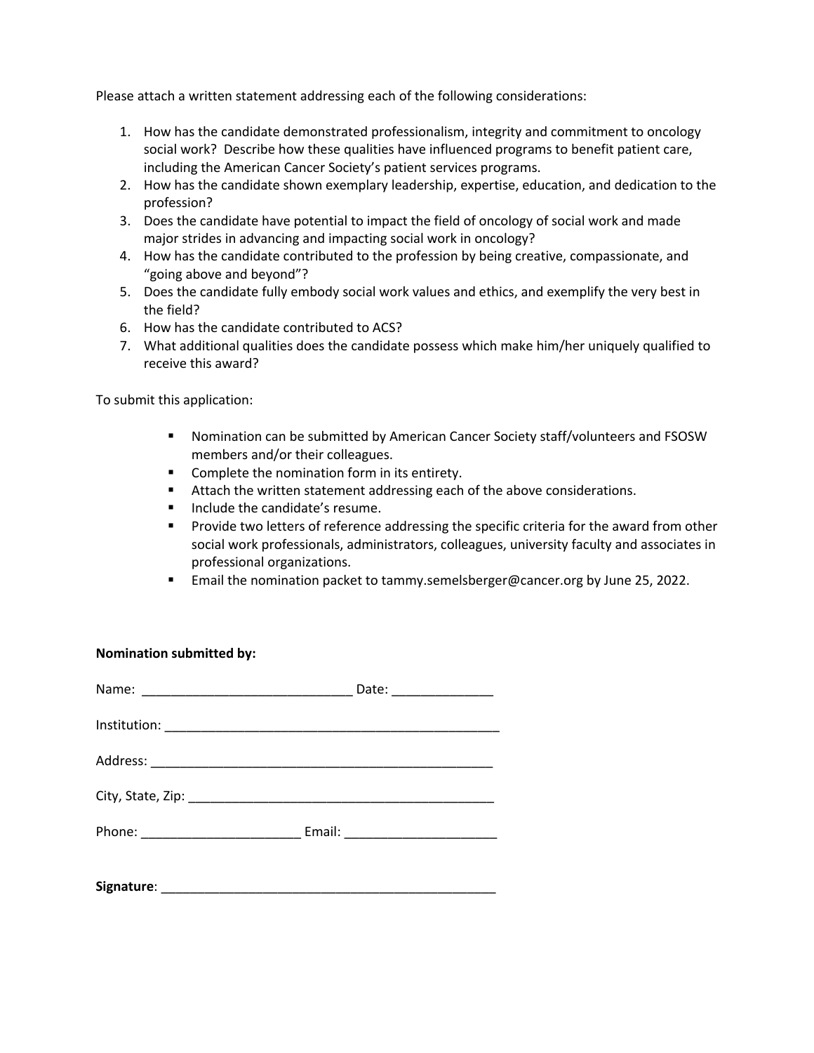Please attach a written statement addressing each of the following considerations:

1. How has the candidate demonstrated professionalism, integrity and commitment to oncology social work? Describe how these qualities have influenced programs to benefit patient care, including the American Cancer Society's patient services programs.
2. How has the candidate shown exemplary leadership, expertise, education, and dedication to the profession?
3. Does the candidate have potential to impact the field of oncology of social work and made major strides in advancing and impacting social work in oncology?
4. How has the candidate contributed to the profession by being creative, compassionate, and "going above and beyond"?
5. Does the candidate fully embody social work values and ethics, and exemplify the very best in the field?
6. How has the candidate contributed to ACS?
7. What additional qualities does the candidate possess which make him/her uniquely qualified to receive this award?

To submit this application:

- Nomination can be submitted by American Cancer Society staff/volunteers and FSOSW members and/or their colleagues.
- Complete the nomination form in its entirety.
- Attach the written statement addressing each of the above considerations.
- Include the candidate's resume.
- Provide two letters of reference addressing the specific criteria for the award from other social work professionals, administrators, colleagues, university faculty and associates in professional organizations.
- Email the nomination packet to tammy.semelsberger@cancer.org by June 25, 2022.

**Nomination submitted by:**

Name: ____________________________ Date: _____________

Institution: ____________________________________________

Address: _____________________________________________

City, State, Zip: ________________________________________

Phone: _____________________ Email: ____________________

**Signature**: ____________________________________________